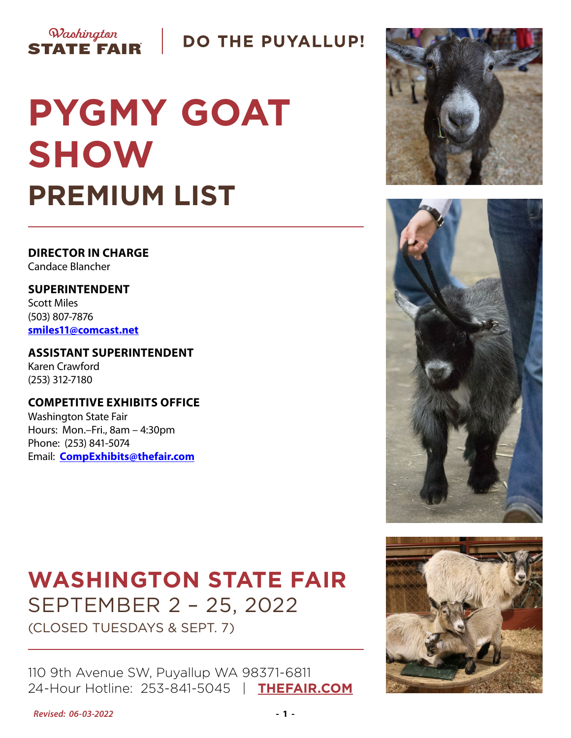Washington STATE FAIR | DO THE PUYALLUP!

# PYGMY GOAT SHOW

## PREMIUM LIST

**DIRECTOR IN CHARGE**
Candace Blancher

**SUPERINTENDENT**
Scott Miles
(503) 807-7876
**smiles11@comcast.net**

**ASSISTANT SUPERINTENDENT**
Karen Crawford
(253) 312-7180

**COMPETITIVE EXHIBITS OFFICE**
Washington State Fair
Hours: Mon.–Fri., 8am – 4:30pm
Phone: (253) 841-5074
Email: **CompExhibits@thefair.com**

## WASHINGTON STATE FAIR

SEPTEMBER 2 – 25, 2022
(CLOSED TUESDAYS & SEPT. 7)

110 9th Avenue SW, Puyallup WA 98371-6811
24-Hour Hotline: 253-841-5045 | **THEFAIR.COM**

*Revised: 06-03-2022*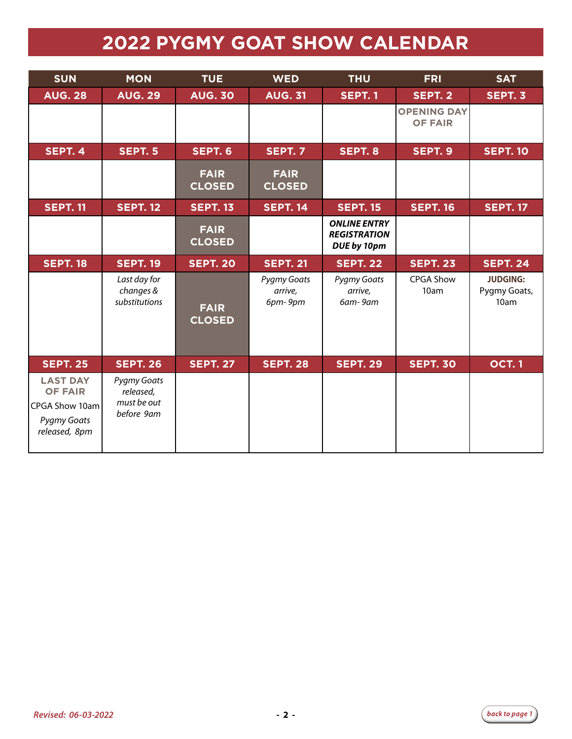# 2022 PYGMY GOAT SHOW CALENDAR

| SUN | MON | TUE | WED | THU | FRI | SAT |
|---|---|---|---|---|---|---|
| **AUG. 28** | **AUG. 29** | **AUG. 30** | **AUG. 31** | **SEPT. 1** | **SEPT. 2** | **SEPT. 3** |
| | | | | | **OPENING DAY OF FAIR** | |
| **SEPT. 4** | **SEPT. 5** | **SEPT. 6** | **SEPT. 7** | **SEPT. 8** | **SEPT. 9** | **SEPT. 10** |
| | | **FAIR CLOSED** | **FAIR CLOSED** | | | |
| **SEPT. 11** | **SEPT. 12** | **SEPT. 13** | **SEPT. 14** | **SEPT. 15** | **SEPT. 16** | **SEPT. 17** |
| | | **FAIR CLOSED** | | ***ONLINE ENTRY REGISTRATION DUE by 10pm*** | | |
| **SEPT. 18** | **SEPT. 19** | **SEPT. 20** | **SEPT. 21** | **SEPT. 22** | **SEPT. 23** | **SEPT. 24** |
| | *Last day for changes & substitutions* | **FAIR CLOSED** | *Pygmy Goats arrive, 6pm- 9pm* | *Pygmy Goats arrive, 6am- 9am* | CPGA Show 10am | **JUDGING:** Pygmy Goats, 10am |
| **SEPT. 25** | **SEPT. 26** | **SEPT. 27** | **SEPT. 28** | **SEPT. 29** | **SEPT. 30** | **OCT. 1** |
| **LAST DAY OF FAIR** CPGA Show 10am *Pygmy Goats released, 8pm* | *Pygmy Goats released, must be out before 9am* | | | | | |

*Revised: 06-03-2022*

back to page 1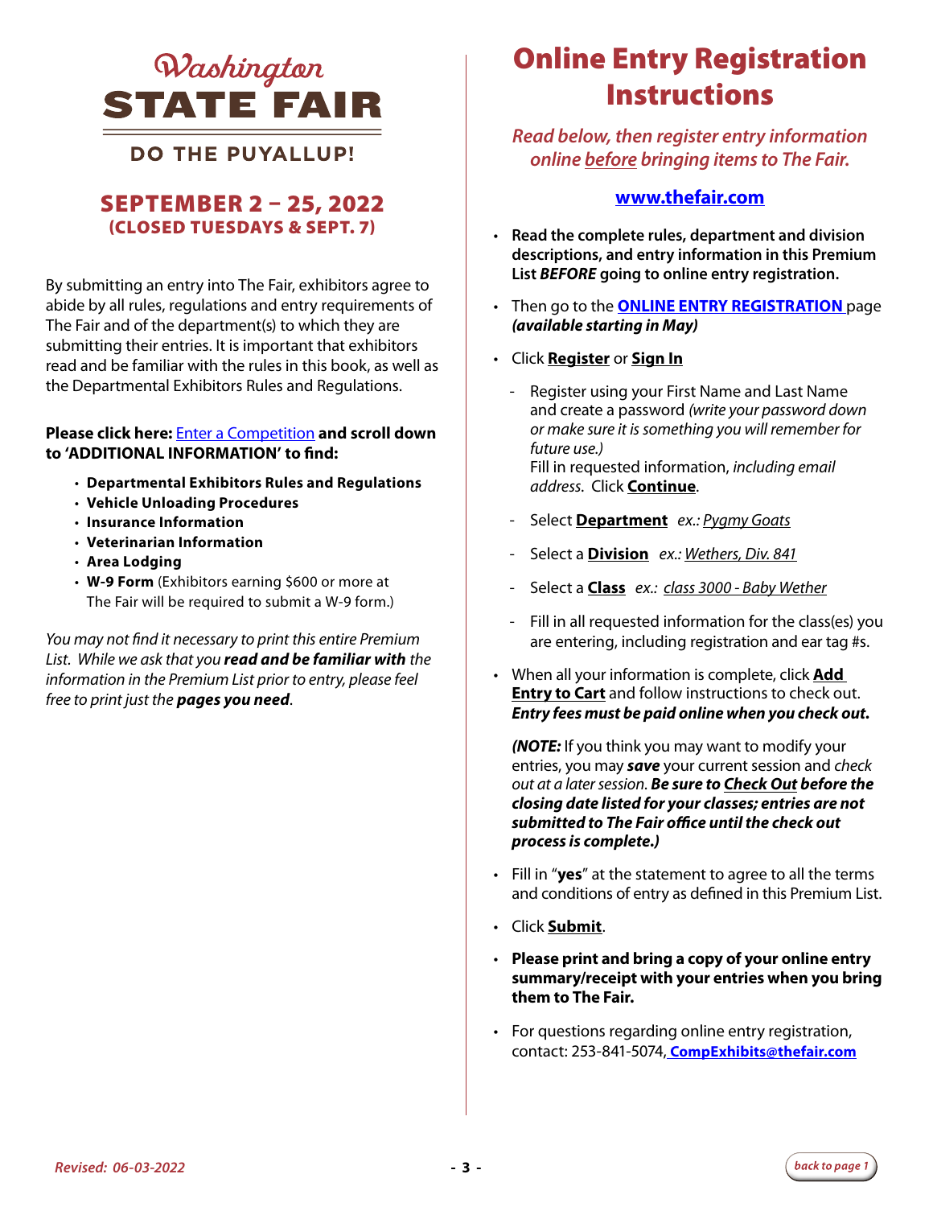# Washington STATE FAIR

## DO THE PUYALLUP!

## SEPTEMBER 2 – 25, 2022
**(CLOSED TUESDAYS & SEPT. 7)**

By submitting an entry into The Fair, exhibitors agree to abide by all rules, regulations and entry requirements of The Fair and of the department(s) to which they are submitting their entries. It is important that exhibitors read and be familiar with the rules in this book, as well as the Departmental Exhibitors Rules and Regulations.

**Please click here:** Enter a Competition **and scroll down to 'ADDITIONAL INFORMATION' to find:**

- **Departmental Exhibitors Rules and Regulations**
- **Vehicle Unloading Procedures**
- **Insurance Information**
- **Veterinarian Information**
- **Area Lodging**
- **W-9 Form** (Exhibitors earning $600 or more at The Fair will be required to submit a W-9 form.)

*You may not find it necessary to print this entire Premium List. While we ask that you **read and be familiar with** the information in the Premium List prior to entry, please feel free to print just the **pages you need**.*

# Online Entry Registration Instructions

*Read below, then register entry information online before bringing items to The Fair.*

**www.thefair.com**

- **Read the complete rules, department and division descriptions, and entry information in this Premium List *BEFORE* going to online entry registration.**
- Then go to the **ONLINE ENTRY REGISTRATION** page ***(available starting in May)***
- Click **Register** or **Sign In**
  - Register using your First Name and Last Name and create a password *(write your password down or make sure it is something you will remember for future use.)* Fill in requested information, *including email address*. Click **Continue**.
  - Select **Department** *ex.: Pygmy Goats*
  - Select a **Division** *ex.: Wethers, Div. 841*
  - Select a **Class** *ex.: class 3000 - Baby Wether*
  - Fill in all requested information for the class(es) you are entering, including registration and ear tag #s.
- When all your information is complete, click **Add Entry to Cart** and follow instructions to check out. ***Entry fees must be paid online when you check out.***

  ***(NOTE:*** If you think you may want to modify your entries, you may ***save*** your current session and *check out at a later session.* ***Be sure to Check Out before the closing date listed for your classes; entries are not submitted to The Fair office until the check out process is complete.)***
- Fill in "**yes**" at the statement to agree to all the terms and conditions of entry as defined in this Premium List.
- Click **Submit**.
- **Please print and bring a copy of your online entry summary/receipt with your entries when you bring them to The Fair.**
- For questions regarding online entry registration, contact: 253-841-5074, **CompExhibits@thefair.com**

*Revised: 06-03-2022*

*back to page 1*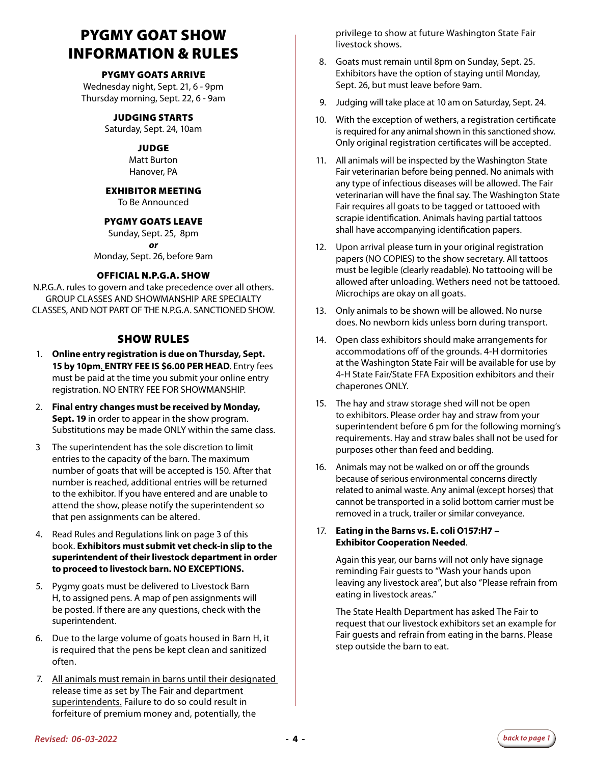# PYGMY GOAT SHOW INFORMATION & RULES

### PYGMY GOATS ARRIVE

Wednesday night, Sept. 21, 6 - 9pm
Thursday morning, Sept. 22, 6 - 9am

### JUDGING STARTS

Saturday, Sept. 24, 10am

### JUDGE

Matt Burton
Hanover, PA

### EXHIBITOR MEETING

To Be Announced

### PYGMY GOATS LEAVE

Sunday, Sept. 25, 8pm
***or***
Monday, Sept. 26, before 9am

### OFFICIAL N.P.G.A. SHOW

N.P.G.A. rules to govern and take precedence over all others. GROUP CLASSES AND SHOWMANSHIP ARE SPECIALTY CLASSES, AND NOT PART OF THE N.P.G.A. SANCTIONED SHOW.

## SHOW RULES

1. **Online entry registration is due on Thursday, Sept. 15 by 10pm. ENTRY FEE IS $6.00 PER HEAD**. Entry fees must be paid at the time you submit your online entry registration. NO ENTRY FEE FOR SHOWMANSHIP.
2. **Final entry changes must be received by Monday, Sept. 19** in order to appear in the show program. Substitutions may be made ONLY within the same class.
3. The superintendent has the sole discretion to limit entries to the capacity of the barn. The maximum number of goats that will be accepted is 150. After that number is reached, additional entries will be returned to the exhibitor. If you have entered and are unable to attend the show, please notify the superintendent so that pen assignments can be altered.
4. Read Rules and Regulations link on page 3 of this book. **Exhibitors must submit vet check-in slip to the superintendent of their livestock department in order to proceed to livestock barn. NO EXCEPTIONS.**
5. Pygmy goats must be delivered to Livestock Barn H, to assigned pens. A map of pen assignments will be posted. If there are any questions, check with the superintendent.
6. Due to the large volume of goats housed in Barn H, it is required that the pens be kept clean and sanitized often.
7. <u>All animals must remain in barns until their designated release time as set by The Fair and department superintendents.</u> Failure to do so could result in forfeiture of premium money and, potentially, the privilege to show at future Washington State Fair livestock shows.
8. Goats must remain until 8pm on Sunday, Sept. 25. Exhibitors have the option of staying until Monday, Sept. 26, but must leave before 9am.
9. Judging will take place at 10 am on Saturday, Sept. 24.
10. With the exception of wethers, a registration certificate is required for any animal shown in this sanctioned show. Only original registration certificates will be accepted.
11. All animals will be inspected by the Washington State Fair veterinarian before being penned. No animals with any type of infectious diseases will be allowed. The Fair veterinarian will have the final say. The Washington State Fair requires all goats to be tagged or tattooed with scrapie identification. Animals having partial tattoos shall have accompanying identification papers.
12. Upon arrival please turn in your original registration papers (NO COPIES) to the show secretary. All tattoos must be legible (clearly readable). No tattooing will be allowed after unloading. Wethers need not be tattooed. Microchips are okay on all goats.
13. Only animals to be shown will be allowed. No nurse does. No newborn kids unless born during transport.
14. Open class exhibitors should make arrangements for accommodations off of the grounds. 4-H dormitories at the Washington State Fair will be available for use by 4-H State Fair/State FFA Exposition exhibitors and their chaperones ONLY.
15. The hay and straw storage shed will not be open to exhibitors. Please order hay and straw from your superintendent before 6 pm for the following morning's requirements. Hay and straw bales shall not be used for purposes other than feed and bedding.
16. Animals may not be walked on or off the grounds because of serious environmental concerns directly related to animal waste. Any animal (except horses) that cannot be transported in a solid bottom carrier must be removed in a truck, trailer or similar conveyance.
17. **Eating in the Barns vs. E. coli O157:H7 – Exhibitor Cooperation Needed**.

    Again this year, our barns will not only have signage reminding Fair guests to "Wash your hands upon leaving any livestock area", but also "Please refrain from eating in livestock areas."

    The State Health Department has asked The Fair to request that our livestock exhibitors set an example for Fair guests and refrain from eating in the barns. Please step outside the barn to eat.

*Revised: 06-03-2022*

*back to page 1*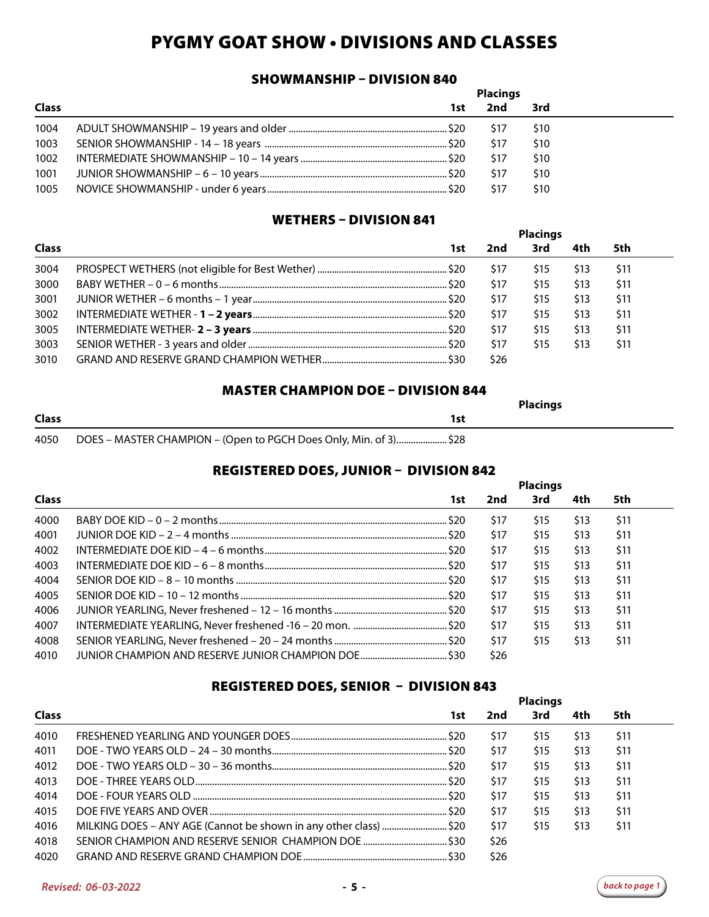# PYGMY GOAT SHOW • DIVISIONS AND CLASSES

## SHOWMANSHIP – DIVISION 840

| Class | | Placings 1st | 2nd | 3rd |
|---|---|---|---|---|
| 1004 | ADULT SHOWMANSHIP – 19 years and older | $20 | $17 | $10 |
| 1003 | SENIOR SHOWMANSHIP - 14 – 18 years | $20 | $17 | $10 |
| 1002 | INTERMEDIATE SHOWMANSHIP – 10 – 14 years | $20 | $17 | $10 |
| 1001 | JUNIOR SHOWMANSHIP – 6 – 10 years | $20 | $17 | $10 |
| 1005 | NOVICE SHOWMANSHIP - under 6 years | $20 | $17 | $10 |

## WETHERS – DIVISION 841

| Class | | Placings 1st | 2nd | 3rd | 4th | 5th |
|---|---|---|---|---|---|---|
| 3004 | PROSPECT WETHERS (not eligible for Best Wether) | $20 | $17 | $15 | $13 | $11 |
| 3000 | BABY WETHER – 0 – 6 months | $20 | $17 | $15 | $13 | $11 |
| 3001 | JUNIOR WETHER – 6 months – 1 year | $20 | $17 | $15 | $13 | $11 |
| 3002 | INTERMEDIATE WETHER - **1 – 2 years** | $20 | $17 | $15 | $13 | $11 |
| 3005 | INTERMEDIATE WETHER- **2 – 3 years** | $20 | $17 | $15 | $13 | $11 |
| 3003 | SENIOR WETHER - 3 years and older | $20 | $17 | $15 | $13 | $11 |
| 3010 | GRAND AND RESERVE GRAND CHAMPION WETHER | $30 | $26 | | | |

## MASTER CHAMPION DOE – DIVISION 844

| Class | | Placings 1st |
|---|---|---|
| 4050 | DOES – MASTER CHAMPION – (Open to PGCH Does Only, Min. of 3) | $28 |

## REGISTERED DOES, JUNIOR – DIVISION 842

| Class | | Placings 1st | 2nd | 3rd | 4th | 5th |
|---|---|---|---|---|---|---|
| 4000 | BABY DOE KID – 0 – 2 months | $20 | $17 | $15 | $13 | $11 |
| 4001 | JUNIOR DOE KID – 2 – 4 months | $20 | $17 | $15 | $13 | $11 |
| 4002 | INTERMEDIATE DOE KID – 4 – 6 months | $20 | $17 | $15 | $13 | $11 |
| 4003 | INTERMEDIATE DOE KID – 6 – 8 months | $20 | $17 | $15 | $13 | $11 |
| 4004 | SENIOR DOE KID – 8 – 10 months | $20 | $17 | $15 | $13 | $11 |
| 4005 | SENIOR DOE KID – 10 – 12 months | $20 | $17 | $15 | $13 | $11 |
| 4006 | JUNIOR YEARLING, Never freshened – 12 – 16 months | $20 | $17 | $15 | $13 | $11 |
| 4007 | INTERMEDIATE YEARLING, Never freshened -16 – 20 mon. | $20 | $17 | $15 | $13 | $11 |
| 4008 | SENIOR YEARLING, Never freshened – 20 – 24 months | $20 | $17 | $15 | $13 | $11 |
| 4010 | JUNIOR CHAMPION AND RESERVE JUNIOR CHAMPION DOE | $30 | $26 | | | |

## REGISTERED DOES, SENIOR – DIVISION 843

| Class | | Placings 1st | 2nd | 3rd | 4th | 5th |
|---|---|---|---|---|---|---|
| 4010 | FRESHENED YEARLING AND YOUNGER DOES | $20 | $17 | $15 | $13 | $11 |
| 4011 | DOE - TWO YEARS OLD – 24 – 30 months | $20 | $17 | $15 | $13 | $11 |
| 4012 | DOE - TWO YEARS OLD – 30 – 36 months | $20 | $17 | $15 | $13 | $11 |
| 4013 | DOE - THREE YEARS OLD | $20 | $17 | $15 | $13 | $11 |
| 4014 | DOE - FOUR YEARS OLD | $20 | $17 | $15 | $13 | $11 |
| 4015 | DOE FIVE YEARS AND OVER | $20 | $17 | $15 | $13 | $11 |
| 4016 | MILKING DOES – ANY AGE (Cannot be shown in any other class) | $20 | $17 | $15 | $13 | $11 |
| 4018 | SENIOR CHAMPION AND RESERVE SENIOR CHAMPION DOE | $30 | $26 | | | |
| 4020 | GRAND AND RESERVE GRAND CHAMPION DOE | $30 | $26 | | | |

*Revised: 06-03-2022*

*back to page 1*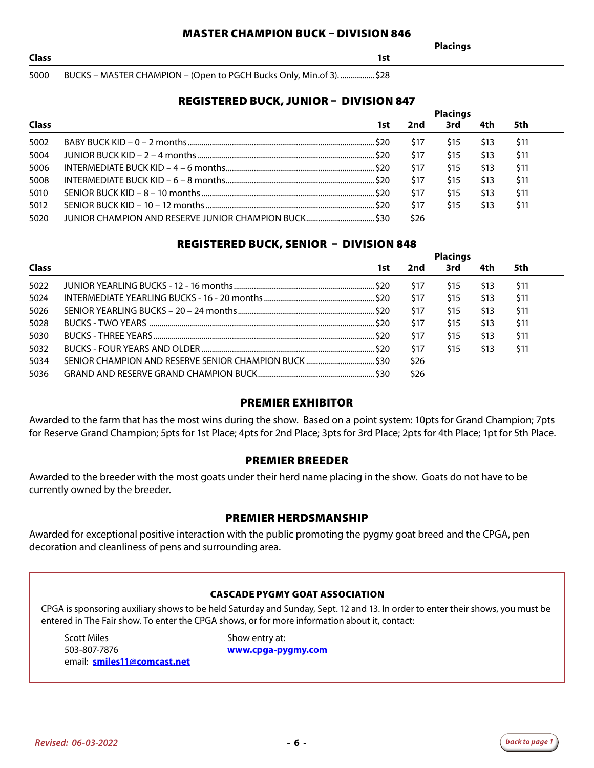## MASTER CHAMPION BUCK – DIVISION 846

| Class | | Placings 1st |
|---|---|---|
| 5000 | BUCKS – MASTER CHAMPION – (Open to PGCH Bucks Only, Min.of 3). | $28 |

## REGISTERED BUCK, JUNIOR – DIVISION 847

| Class | | 1st | 2nd | Placings 3rd | 4th | 5th |
|---|---|---|---|---|---|---|
| 5002 | BABY BUCK KID – 0 – 2 months | $20 | $17 | $15 | $13 | $11 |
| 5004 | JUNIOR BUCK KID – 2 – 4 months | $20 | $17 | $15 | $13 | $11 |
| 5006 | INTERMEDIATE BUCK KID – 4 – 6 months | $20 | $17 | $15 | $13 | $11 |
| 5008 | INTERMEDIATE BUCK KID – 6 – 8 months | $20 | $17 | $15 | $13 | $11 |
| 5010 | SENIOR BUCK KID – 8 – 10 months | $20 | $17 | $15 | $13 | $11 |
| 5012 | SENIOR BUCK KID – 10 – 12 months | $20 | $17 | $15 | $13 | $11 |
| 5020 | JUNIOR CHAMPION AND RESERVE JUNIOR CHAMPION BUCK | $30 | $26 | | | |

## REGISTERED BUCK, SENIOR – DIVISION 848

| Class | | 1st | 2nd | Placings 3rd | 4th | 5th |
|---|---|---|---|---|---|---|
| 5022 | JUNIOR YEARLING BUCKS - 12 - 16 months | $20 | $17 | $15 | $13 | $11 |
| 5024 | INTERMEDIATE YEARLING BUCKS - 16 - 20 months | $20 | $17 | $15 | $13 | $11 |
| 5026 | SENIOR YEARLING BUCKS – 20 – 24 months | $20 | $17 | $15 | $13 | $11 |
| 5028 | BUCKS - TWO YEARS | $20 | $17 | $15 | $13 | $11 |
| 5030 | BUCKS - THREE YEARS | $20 | $17 | $15 | $13 | $11 |
| 5032 | BUCKS - FOUR YEARS AND OLDER | $20 | $17 | $15 | $13 | $11 |
| 5034 | SENIOR CHAMPION AND RESERVE SENIOR CHAMPION BUCK | $30 | $26 | | | |
| 5036 | GRAND AND RESERVE GRAND CHAMPION BUCK | $30 | $26 | | | |

## PREMIER EXHIBITOR

Awarded to the farm that has the most wins during the show. Based on a point system: 10pts for Grand Champion; 7pts for Reserve Grand Champion; 5pts for 1st Place; 4pts for 2nd Place; 3pts for 3rd Place; 2pts for 4th Place; 1pt for 5th Place.

## PREMIER BREEDER

Awarded to the breeder with the most goats under their herd name placing in the show. Goats do not have to be currently owned by the breeder.

## PREMIER HERDSMANSHIP

Awarded for exceptional positive interaction with the public promoting the pygmy goat breed and the CPGA, pen decoration and cleanliness of pens and surrounding area.

### CASCADE PYGMY GOAT ASSOCIATION

CPGA is sponsoring auxiliary shows to be held Saturday and Sunday, Sept. 12 and 13. In order to enter their shows, you must be entered in The Fair show. To enter the CPGA shows, or for more information about it, contact:

Scott Miles
503-807-7876
email: **smiles11@comcast.net**

Show entry at:
**www.cpga-pygmy.com**

*Revised: 06-03-2022*

*back to page 1*